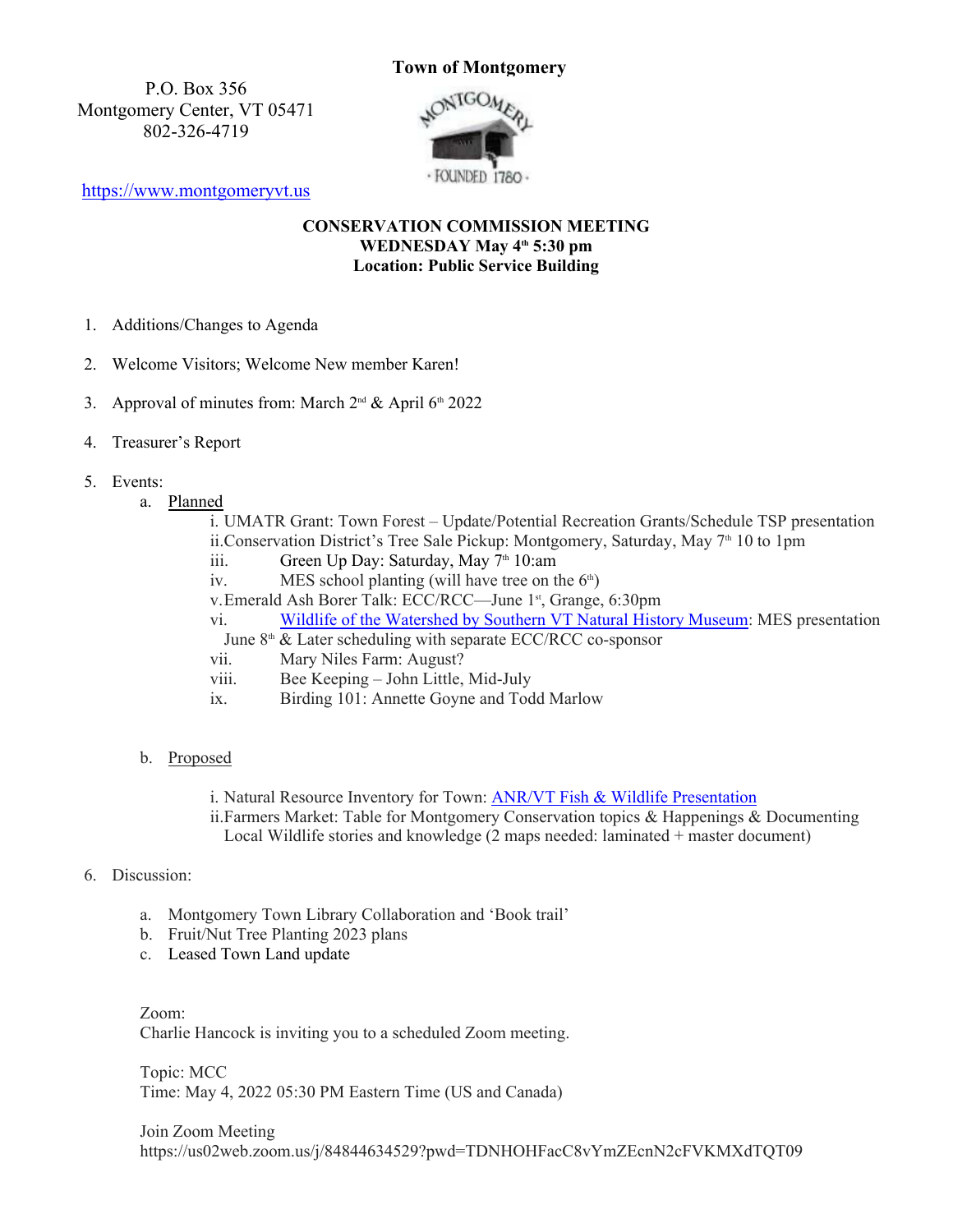# Town of Montgomery

P.O. Box 356
Montgomery Center, VT 05471
802-326-4719

[https://www.montgomeryvt.us](https://www.montgomeryvt.us)

**CONSERVATION COMMISSION MEETING**
**WEDNESDAY May 4th 5:30 pm**
**Location: Public Service Building**

1. Additions/Changes to Agenda
2. Welcome Visitors; Welcome New member Karen!
3. Approval of minutes from: March 2nd & April 6th 2022
4. Treasurer's Report
5. Events:
   a. Planned
      i. UMATR Grant: Town Forest – Update/Potential Recreation Grants/Schedule TSP presentation
      ii. Conservation District's Tree Sale Pickup: Montgomery, Saturday, May 7th 10 to 1pm
      iii. Green Up Day: Saturday, May 7th 10:am
      iv. MES school planting (will have tree on the 6th)
      v. Emerald Ash Borer Talk: ECC/RCC—June 1st, Grange, 6:30pm
      vi. Wildlife of the Watershed by Southern VT Natural History Museum: MES presentation June 8th & Later scheduling with separate ECC/RCC co-sponsor
      vii. Mary Niles Farm: August?
      viii. Bee Keeping – John Little, Mid-July
      ix. Birding 101: Annette Goyne and Todd Marlow

   b. Proposed
      i. Natural Resource Inventory for Town: ANR/VT Fish & Wildlife Presentation
      ii. Farmers Market: Table for Montgomery Conservation topics & Happenings & Documenting Local Wildlife stories and knowledge (2 maps needed: laminated + master document)

6. Discussion:
   a. Montgomery Town Library Collaboration and 'Book trail'
   b. Fruit/Nut Tree Planting 2023 plans
   c. Leased Town Land update

Zoom:
Charlie Hancock is inviting you to a scheduled Zoom meeting.

Topic: MCC
Time: May 4, 2022 05:30 PM Eastern Time (US and Canada)

Join Zoom Meeting
https://us02web.zoom.us/j/84844634529?pwd=TDNHOHFacC8vYmZEcnN2cFVKMXdTQT09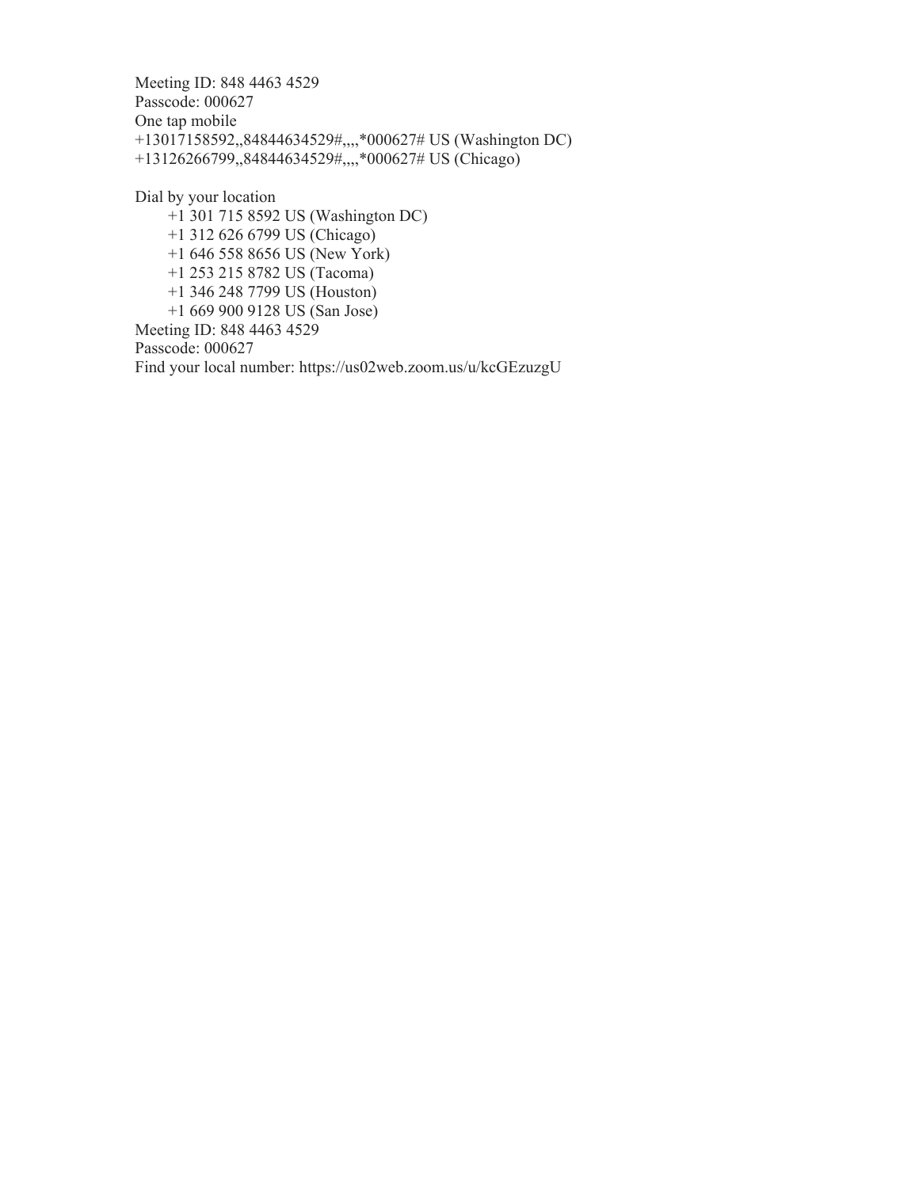Meeting ID: 848 4463 4529
Passcode: 000627
One tap mobile
+13017158592,,84844634529#,,,,*000627# US (Washington DC)
+13126266799,,84844634529#,,,,*000627# US (Chicago)

Dial by your location

- +1 301 715 8592 US (Washington DC)
- +1 312 626 6799 US (Chicago)
- +1 646 558 8656 US (New York)
- +1 253 215 8782 US (Tacoma)
- +1 346 248 7799 US (Houston)
- +1 669 900 9128 US (San Jose)

Meeting ID: 848 4463 4529
Passcode: 000627
Find your local number: https://us02web.zoom.us/u/kcGEzuzgU